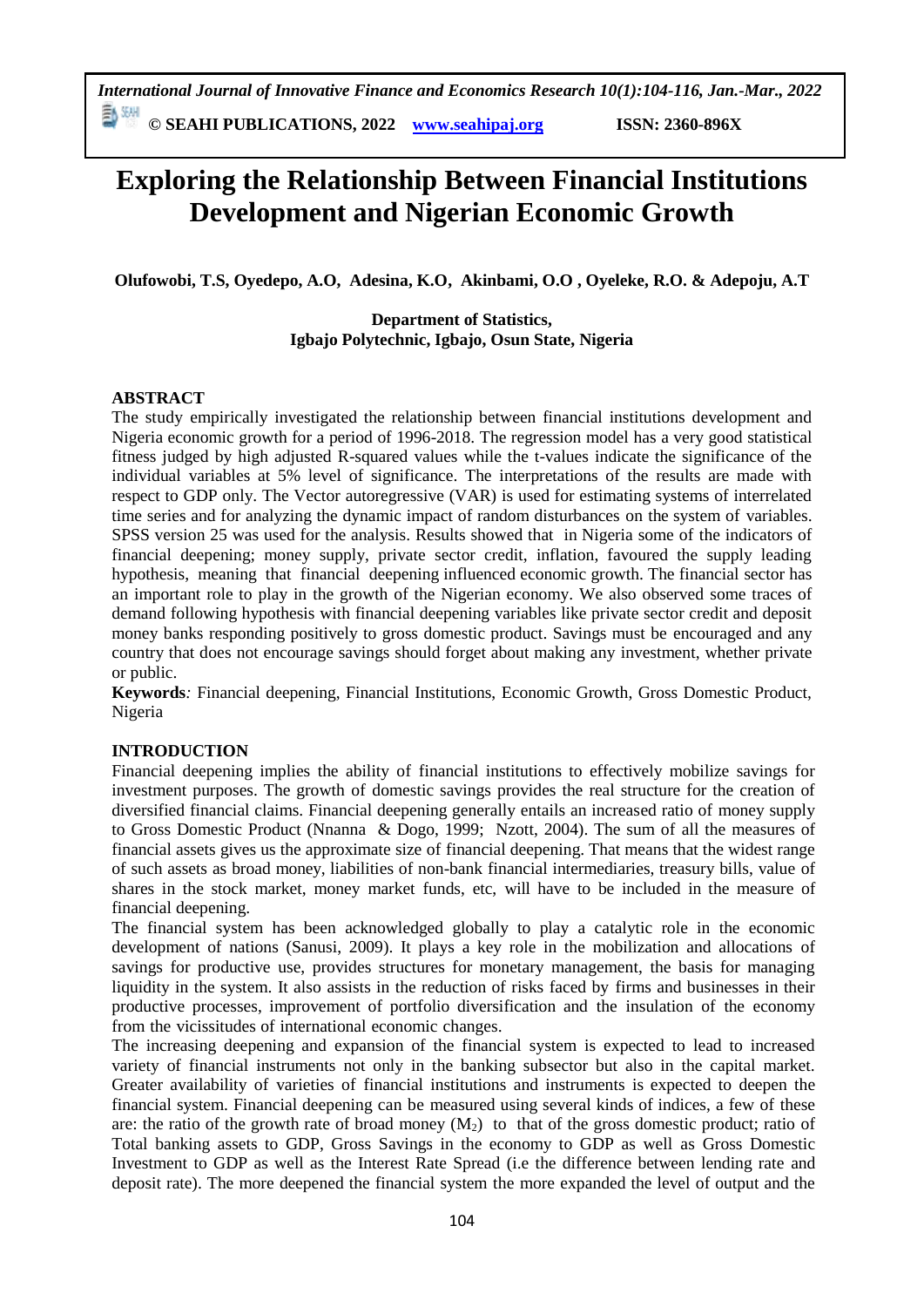# Exploring the Relationship Between Financial Institutions Development and Nigerian Economic Growth

**Olufowobi, T.S, Oyedepo, A.O, Adesina, K.O, Akinbami, O.O , Oyeleke, R.O. & Adepoju, A.T**

**Department of Statistics,**
**Igbajo Polytechnic, Igbajo, Osun State, Nigeria**

## ABSTRACT

The study empirically investigated the relationship between financial institutions development and Nigeria economic growth for a period of 1996-2018. The regression model has a very good statistical fitness judged by high adjusted R-squared values while the t-values indicate the significance of the individual variables at 5% level of significance. The interpretations of the results are made with respect to GDP only. The Vector autoregressive (VAR) is used for estimating systems of interrelated time series and for analyzing the dynamic impact of random disturbances on the system of variables. SPSS version 25 was used for the analysis. Results showed that in Nigeria some of the indicators of financial deepening; money supply, private sector credit, inflation, favoured the supply leading hypothesis, meaning that financial deepening influenced economic growth. The financial sector has an important role to play in the growth of the Nigerian economy. We also observed some traces of demand following hypothesis with financial deepening variables like private sector credit and deposit money banks responding positively to gross domestic product. Savings must be encouraged and any country that does not encourage savings should forget about making any investment, whether private or public.

**Keywords***:* Financial deepening, Financial Institutions, Economic Growth, Gross Domestic Product, Nigeria

## INTRODUCTION

Financial deepening implies the ability of financial institutions to effectively mobilize savings for investment purposes. The growth of domestic savings provides the real structure for the creation of diversified financial claims. Financial deepening generally entails an increased ratio of money supply to Gross Domestic Product (Nnanna & Dogo, 1999; Nzott, 2004). The sum of all the measures of financial assets gives us the approximate size of financial deepening. That means that the widest range of such assets as broad money, liabilities of non-bank financial intermediaries, treasury bills, value of shares in the stock market, money market funds, etc, will have to be included in the measure of financial deepening.

The financial system has been acknowledged globally to play a catalytic role in the economic development of nations (Sanusi, 2009). It plays a key role in the mobilization and allocations of savings for productive use, provides structures for monetary management, the basis for managing liquidity in the system. It also assists in the reduction of risks faced by firms and businesses in their productive processes, improvement of portfolio diversification and the insulation of the economy from the vicissitudes of international economic changes.

The increasing deepening and expansion of the financial system is expected to lead to increased variety of financial instruments not only in the banking subsector but also in the capital market. Greater availability of varieties of financial institutions and instruments is expected to deepen the financial system. Financial deepening can be measured using several kinds of indices, a few of these are: the ratio of the growth rate of broad money ($M_2$) to that of the gross domestic product; ratio of Total banking assets to GDP, Gross Savings in the economy to GDP as well as Gross Domestic Investment to GDP as well as the Interest Rate Spread (i.e the difference between lending rate and deposit rate). The more deepened the financial system the more expanded the level of output and the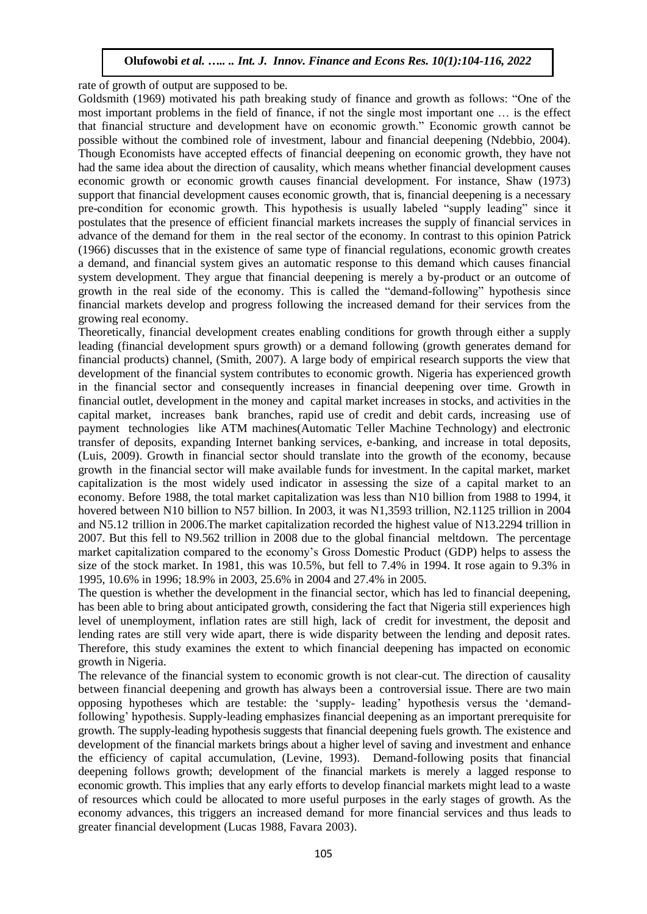rate of growth of output are supposed to be.

Goldsmith (1969) motivated his path breaking study of finance and growth as follows: "One of the most important problems in the field of finance, if not the single most important one … is the effect that financial structure and development have on economic growth." Economic growth cannot be possible without the combined role of investment, labour and financial deepening (Ndebbio, 2004). Though Economists have accepted effects of financial deepening on economic growth, they have not had the same idea about the direction of causality, which means whether financial development causes economic growth or economic growth causes financial development. For instance, Shaw (1973) support that financial development causes economic growth, that is, financial deepening is a necessary pre-condition for economic growth. This hypothesis is usually labeled "supply leading" since it postulates that the presence of efficient financial markets increases the supply of financial services in advance of the demand for them in the real sector of the economy. In contrast to this opinion Patrick (1966) discusses that in the existence of same type of financial regulations, economic growth creates a demand, and financial system gives an automatic response to this demand which causes financial system development. They argue that financial deepening is merely a by-product or an outcome of growth in the real side of the economy. This is called the "demand-following" hypothesis since financial markets develop and progress following the increased demand for their services from the growing real economy.

Theoretically, financial development creates enabling conditions for growth through either a supply leading (financial development spurs growth) or a demand following (growth generates demand for financial products) channel, (Smith, 2007). A large body of empirical research supports the view that development of the financial system contributes to economic growth. Nigeria has experienced growth in the financial sector and consequently increases in financial deepening over time. Growth in financial outlet, development in the money and capital market increases in stocks, and activities in the capital market, increases bank branches, rapid use of credit and debit cards, increasing use of payment technologies like ATM machines(Automatic Teller Machine Technology) and electronic transfer of deposits, expanding Internet banking services, e-banking, and increase in total deposits, (Luis, 2009). Growth in financial sector should translate into the growth of the economy, because growth in the financial sector will make available funds for investment. In the capital market, market capitalization is the most widely used indicator in assessing the size of a capital market to an economy. Before 1988, the total market capitalization was less than N10 billion from 1988 to 1994, it hovered between N10 billion to N57 billion. In 2003, it was N1,3593 trillion, N2.1125 trillion in 2004 and N5.12 trillion in 2006.The market capitalization recorded the highest value of N13.2294 trillion in 2007. But this fell to N9.562 trillion in 2008 due to the global financial meltdown. The percentage market capitalization compared to the economy's Gross Domestic Product (GDP) helps to assess the size of the stock market. In 1981, this was 10.5%, but fell to 7.4% in 1994. It rose again to 9.3% in 1995, 10.6% in 1996; 18.9% in 2003, 25.6% in 2004 and 27.4% in 2005.

The question is whether the development in the financial sector, which has led to financial deepening, has been able to bring about anticipated growth, considering the fact that Nigeria still experiences high level of unemployment, inflation rates are still high, lack of credit for investment, the deposit and lending rates are still very wide apart, there is wide disparity between the lending and deposit rates. Therefore, this study examines the extent to which financial deepening has impacted on economic growth in Nigeria.

The relevance of the financial system to economic growth is not clear-cut. The direction of causality between financial deepening and growth has always been a controversial issue. There are two main opposing hypotheses which are testable: the 'supply- leading' hypothesis versus the 'demand-following' hypothesis. Supply-leading emphasizes financial deepening as an important prerequisite for growth. The supply-leading hypothesis suggests that financial deepening fuels growth. The existence and development of the financial markets brings about a higher level of saving and investment and enhance the efficiency of capital accumulation, (Levine, 1993). Demand-following posits that financial deepening follows growth; development of the financial markets is merely a lagged response to economic growth. This implies that any early efforts to develop financial markets might lead to a waste of resources which could be allocated to more useful purposes in the early stages of growth. As the economy advances, this triggers an increased demand for more financial services and thus leads to greater financial development (Lucas 1988, Favara 2003).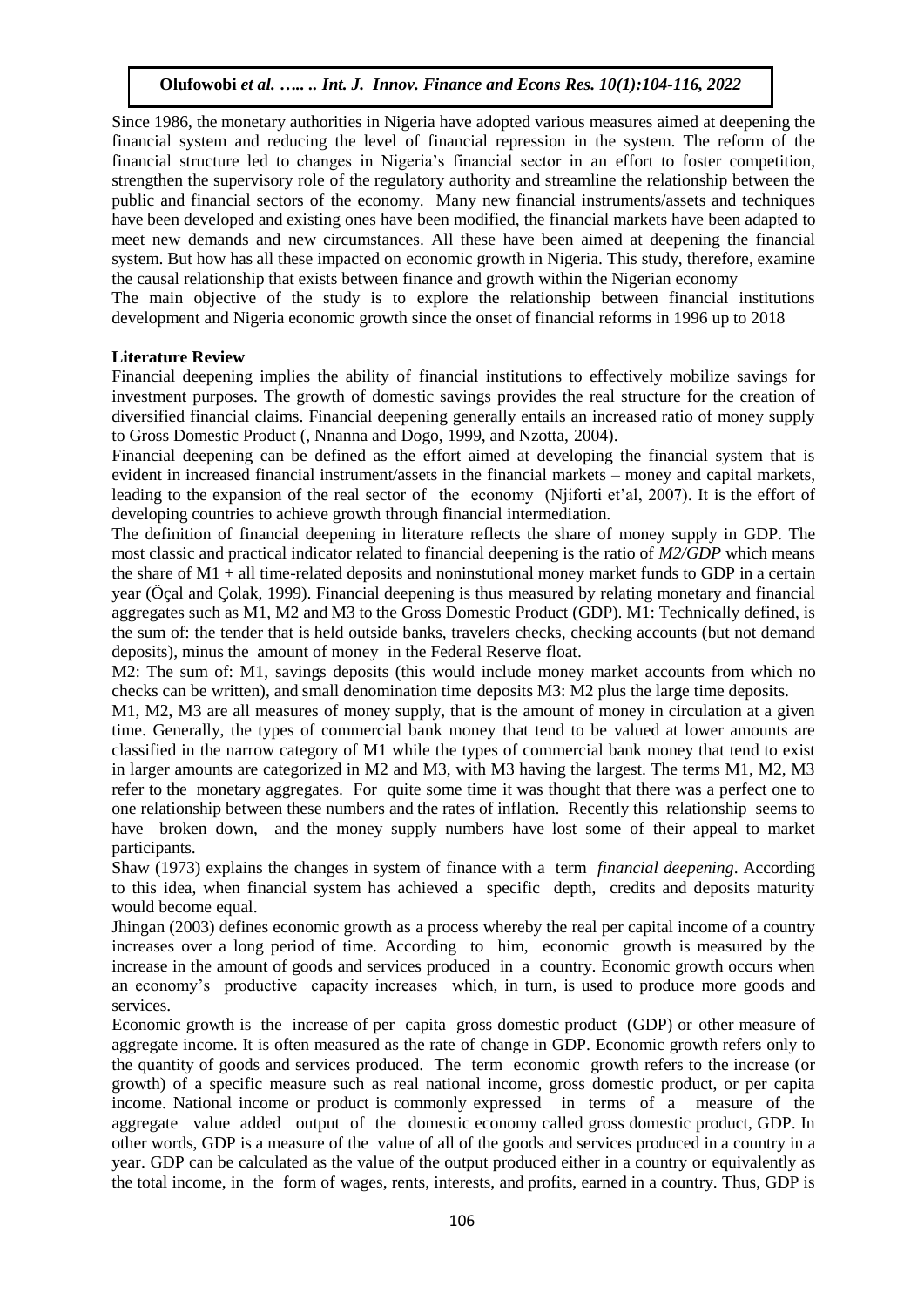Since 1986, the monetary authorities in Nigeria have adopted various measures aimed at deepening the financial system and reducing the level of financial repression in the system. The reform of the financial structure led to changes in Nigeria's financial sector in an effort to foster competition, strengthen the supervisory role of the regulatory authority and streamline the relationship between the public and financial sectors of the economy. Many new financial instruments/assets and techniques have been developed and existing ones have been modified, the financial markets have been adapted to meet new demands and new circumstances. All these have been aimed at deepening the financial system. But how has all these impacted on economic growth in Nigeria. This study, therefore, examine the causal relationship that exists between finance and growth within the Nigerian economy

The main objective of the study is to explore the relationship between financial institutions development and Nigeria economic growth since the onset of financial reforms in 1996 up to 2018

**Literature Review**

Financial deepening implies the ability of financial institutions to effectively mobilize savings for investment purposes. The growth of domestic savings provides the real structure for the creation of diversified financial claims. Financial deepening generally entails an increased ratio of money supply to Gross Domestic Product (, Nnanna and Dogo, 1999, and Nzotta, 2004).

Financial deepening can be defined as the effort aimed at developing the financial system that is evident in increased financial instrument/assets in the financial markets – money and capital markets, leading to the expansion of the real sector of the economy (Njiforti et'al, 2007). It is the effort of developing countries to achieve growth through financial intermediation.

The definition of financial deepening in literature reflects the share of money supply in GDP. The most classic and practical indicator related to financial deepening is the ratio of *M2/GDP* which means the share of M1 + all time-related deposits and noninstutional money market funds to GDP in a certain year (Öçal and Çolak, 1999). Financial deepening is thus measured by relating monetary and financial aggregates such as M1, M2 and M3 to the Gross Domestic Product (GDP). M1: Technically defined, is the sum of: the tender that is held outside banks, travelers checks, checking accounts (but not demand deposits), minus the amount of money in the Federal Reserve float.

M2: The sum of: M1, savings deposits (this would include money market accounts from which no checks can be written), and small denomination time deposits M3: M2 plus the large time deposits.

M1, M2, M3 are all measures of money supply, that is the amount of money in circulation at a given time. Generally, the types of commercial bank money that tend to be valued at lower amounts are classified in the narrow category of M1 while the types of commercial bank money that tend to exist in larger amounts are categorized in M2 and M3, with M3 having the largest. The terms M1, M2, M3 refer to the monetary aggregates. For quite some time it was thought that there was a perfect one to one relationship between these numbers and the rates of inflation. Recently this relationship seems to have broken down, and the money supply numbers have lost some of their appeal to market participants.

Shaw (1973) explains the changes in system of finance with a term *financial deepening*. According to this idea, when financial system has achieved a specific depth, credits and deposits maturity would become equal.

Jhingan (2003) defines economic growth as a process whereby the real per capital income of a country increases over a long period of time. According to him, economic growth is measured by the increase in the amount of goods and services produced in a country. Economic growth occurs when an economy's productive capacity increases which, in turn, is used to produce more goods and services.

Economic growth is the increase of per capita gross domestic product (GDP) or other measure of aggregate income. It is often measured as the rate of change in GDP. Economic growth refers only to the quantity of goods and services produced. The term economic growth refers to the increase (or growth) of a specific measure such as real national income, gross domestic product, or per capita income. National income or product is commonly expressed in terms of a measure of the aggregate value added output of the domestic economy called gross domestic product, GDP. In other words, GDP is a measure of the value of all of the goods and services produced in a country in a year. GDP can be calculated as the value of the output produced either in a country or equivalently as the total income, in the form of wages, rents, interests, and profits, earned in a country. Thus, GDP is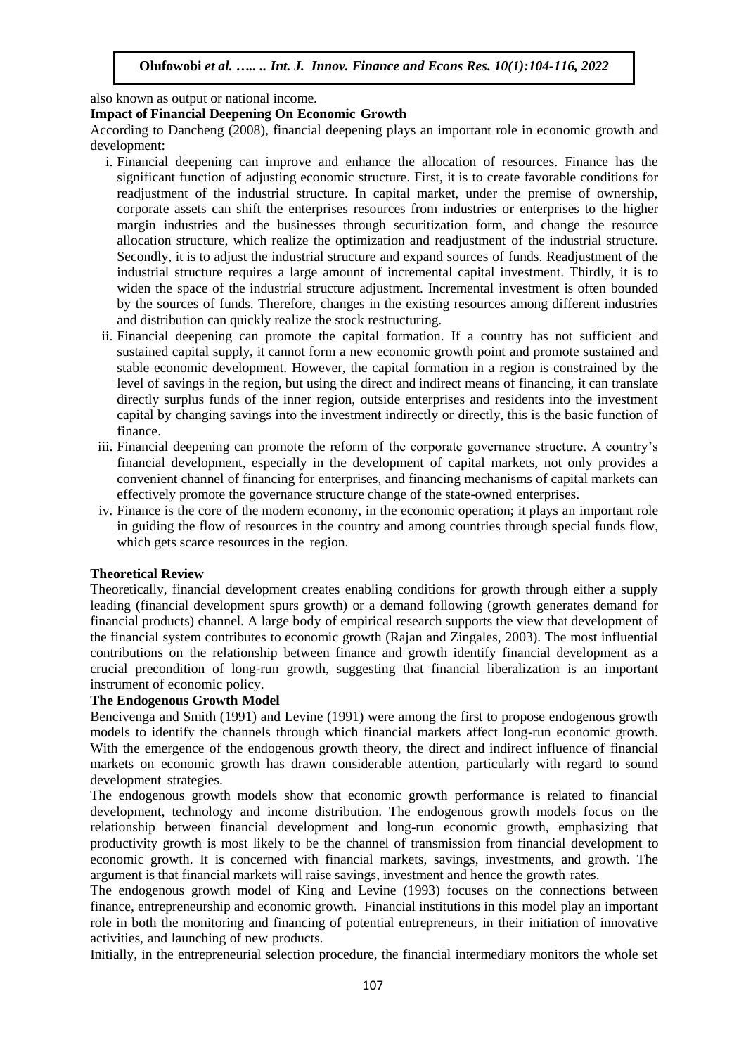also known as output or national income.

**Impact of Financial Deepening On Economic Growth**

According to Dancheng (2008), financial deepening plays an important role in economic growth and development:

1. Financial deepening can improve and enhance the allocation of resources. Finance has the significant function of adjusting economic structure. First, it is to create favorable conditions for readjustment of the industrial structure. In capital market, under the premise of ownership, corporate assets can shift the enterprises resources from industries or enterprises to the higher margin industries and the businesses through securitization form, and change the resource allocation structure, which realize the optimization and readjustment of the industrial structure. Secondly, it is to adjust the industrial structure and expand sources of funds. Readjustment of the industrial structure requires a large amount of incremental capital investment. Thirdly, it is to widen the space of the industrial structure adjustment. Incremental investment is often bounded by the sources of funds. Therefore, changes in the existing resources among different industries and distribution can quickly realize the stock restructuring.
2. Financial deepening can promote the capital formation. If a country has not sufficient and sustained capital supply, it cannot form a new economic growth point and promote sustained and stable economic development. However, the capital formation in a region is constrained by the level of savings in the region, but using the direct and indirect means of financing, it can translate directly surplus funds of the inner region, outside enterprises and residents into the investment capital by changing savings into the investment indirectly or directly, this is the basic function of finance.
3. Financial deepening can promote the reform of the corporate governance structure. A country's financial development, especially in the development of capital markets, not only provides a convenient channel of financing for enterprises, and financing mechanisms of capital markets can effectively promote the governance structure change of the state-owned enterprises.
4. Finance is the core of the modern economy, in the economic operation; it plays an important role in guiding the flow of resources in the country and among countries through special funds flow, which gets scarce resources in the region.

**Theoretical Review**

Theoretically, financial development creates enabling conditions for growth through either a supply leading (financial development spurs growth) or a demand following (growth generates demand for financial products) channel. A large body of empirical research supports the view that development of the financial system contributes to economic growth (Rajan and Zingales, 2003). The most influential contributions on the relationship between finance and growth identify financial development as a crucial precondition of long-run growth, suggesting that financial liberalization is an important instrument of economic policy.

**The Endogenous Growth Model**

Bencivenga and Smith (1991) and Levine (1991) were among the first to propose endogenous growth models to identify the channels through which financial markets affect long-run economic growth. With the emergence of the endogenous growth theory, the direct and indirect influence of financial markets on economic growth has drawn considerable attention, particularly with regard to sound development strategies.

The endogenous growth models show that economic growth performance is related to financial development, technology and income distribution. The endogenous growth models focus on the relationship between financial development and long-run economic growth, emphasizing that productivity growth is most likely to be the channel of transmission from financial development to economic growth. It is concerned with financial markets, savings, investments, and growth. The argument is that financial markets will raise savings, investment and hence the growth rates.

The endogenous growth model of King and Levine (1993) focuses on the connections between finance, entrepreneurship and economic growth. Financial institutions in this model play an important role in both the monitoring and financing of potential entrepreneurs, in their initiation of innovative activities, and launching of new products.

Initially, in the entrepreneurial selection procedure, the financial intermediary monitors the whole set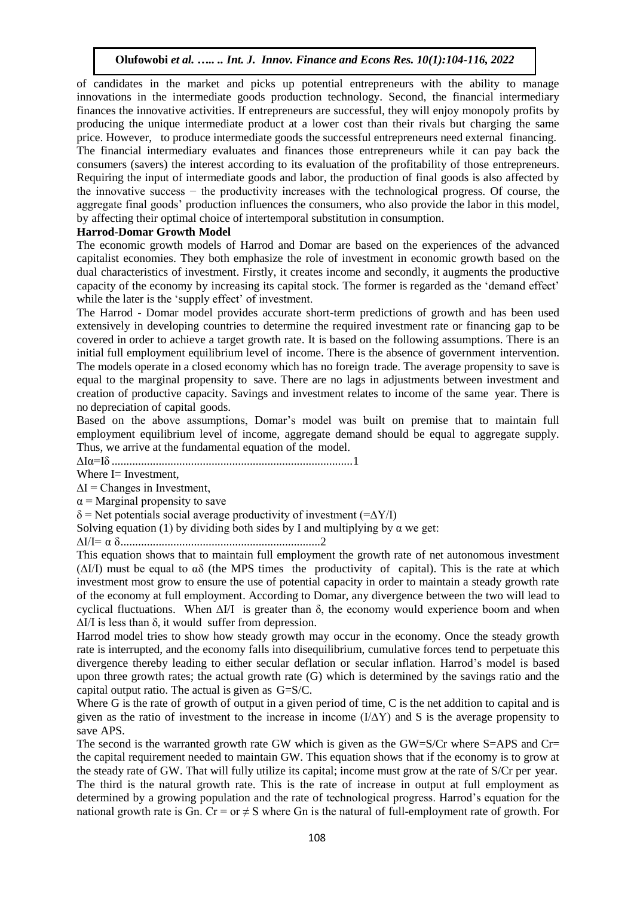of candidates in the market and picks up potential entrepreneurs with the ability to manage innovations in the intermediate goods production technology. Second, the financial intermediary finances the innovative activities. If entrepreneurs are successful, they will enjoy monopoly profits by producing the unique intermediate product at a lower cost than their rivals but charging the same price. However, to produce intermediate goods the successful entrepreneurs need external financing. The financial intermediary evaluates and finances those entrepreneurs while it can pay back the consumers (savers) the interest according to its evaluation of the profitability of those entrepreneurs. Requiring the input of intermediate goods and labor, the production of final goods is also affected by the innovative success − the productivity increases with the technological progress. Of course, the aggregate final goods' production influences the consumers, who also provide the labor in this model, by affecting their optimal choice of intertemporal substitution in consumption.

**Harrod-Domar Growth Model**

The economic growth models of Harrod and Domar are based on the experiences of the advanced capitalist economies. They both emphasize the role of investment in economic growth based on the dual characteristics of investment. Firstly, it creates income and secondly, it augments the productive capacity of the economy by increasing its capital stock. The former is regarded as the 'demand effect' while the later is the 'supply effect' of investment.

The Harrod - Domar model provides accurate short-term predictions of growth and has been used extensively in developing countries to determine the required investment rate or financing gap to be covered in order to achieve a target growth rate. It is based on the following assumptions. There is an initial full employment equilibrium level of income. There is the absence of government intervention. The models operate in a closed economy which has no foreign trade. The average propensity to save is equal to the marginal propensity to save. There are no lags in adjustments between investment and creation of productive capacity. Savings and investment relates to income of the same year. There is no depreciation of capital goods.

Based on the above assumptions, Domar's model was built on premise that to maintain full employment equilibrium level of income, aggregate demand should be equal to aggregate supply. Thus, we arrive at the fundamental equation of the model.

$$\Delta I\alpha = I\delta \quad \text{.......1}$$

Where I= Investment,

$\Delta I$ = Changes in Investment,

$\alpha$ = Marginal propensity to save

$\delta$ = Net potentials social average productivity of investment ($=\Delta Y/I$)

Solving equation (1) by dividing both sides by I and multiplying by $\alpha$ we get:

$$\Delta I/I = \alpha\ \delta \quad \text{.......2}$$

This equation shows that to maintain full employment the growth rate of net autonomous investment ($\Delta I/I$) must be equal to $\alpha\delta$ (the MPS times the productivity of capital). This is the rate at which investment most grow to ensure the use of potential capacity in order to maintain a steady growth rate of the economy at full employment. According to Domar, any divergence between the two will lead to cyclical fluctuations. When $\Delta I/I$ is greater than $\delta$, the economy would experience boom and when $\Delta I/I$ is less than $\delta$, it would suffer from depression.

Harrod model tries to show how steady growth may occur in the economy. Once the steady growth rate is interrupted, and the economy falls into disequilibrium, cumulative forces tend to perpetuate this divergence thereby leading to either secular deflation or secular inflation. Harrod's model is based upon three growth rates; the actual growth rate (G) which is determined by the savings ratio and the capital output ratio. The actual is given as $G=S/C$.

Where G is the rate of growth of output in a given period of time, C is the net addition to capital and is given as the ratio of investment to the increase in income ($I/\Delta Y$) and S is the average propensity to save APS.

The second is the warranted growth rate GW which is given as the $GW=S/Cr$ where S=APS and Cr= the capital requirement needed to maintain GW. This equation shows that if the economy is to grow at the steady rate of GW. That will fully utilize its capital; income must grow at the rate of S/Cr per year.

The third is the natural growth rate. This is the rate of increase in output at full employment as determined by a growing population and the rate of technological progress. Harrod's equation for the national growth rate is Gn. Cr = or $\neq$ S where Gn is the natural of full-employment rate of growth. For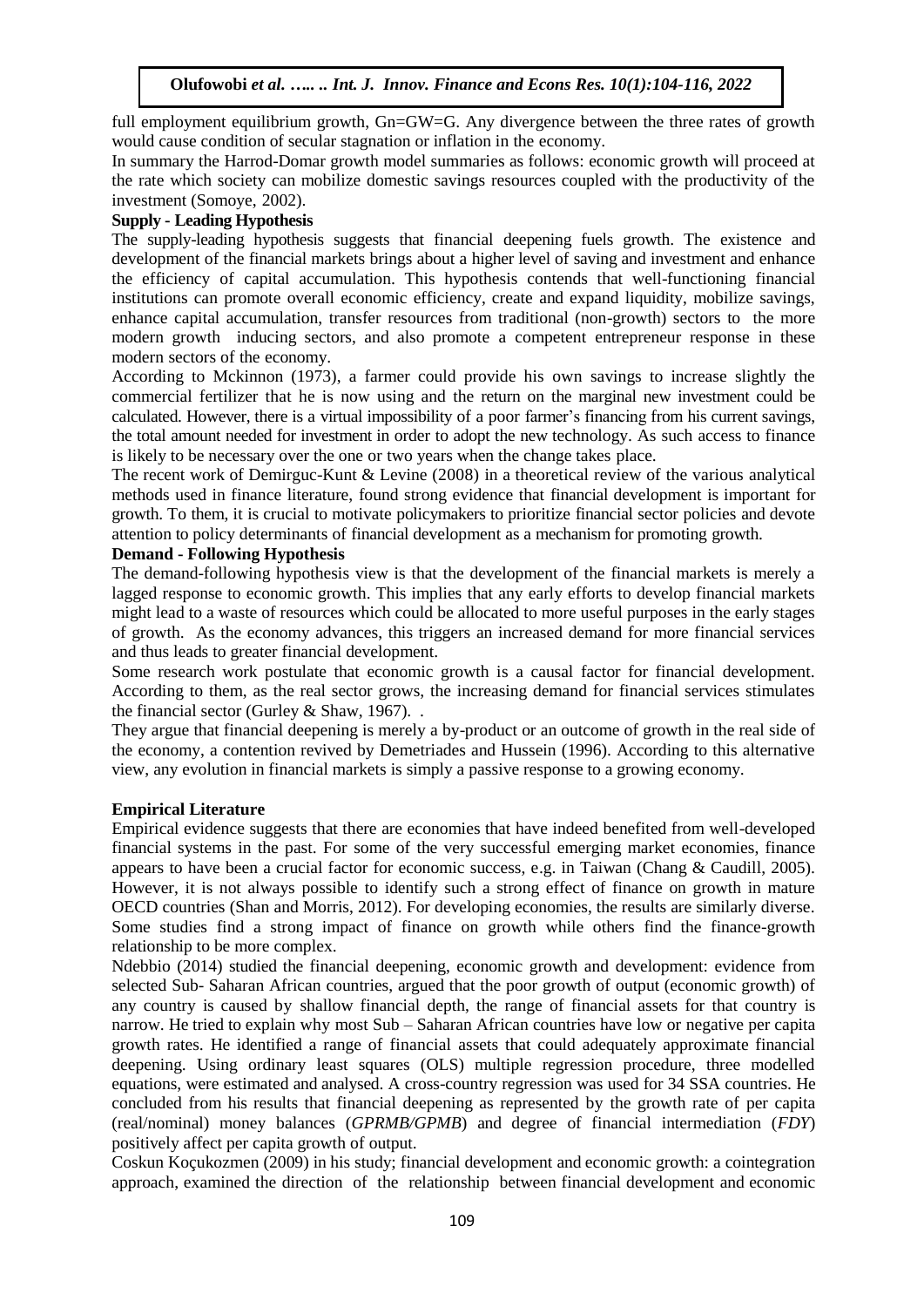full employment equilibrium growth, Gn=GW=G. Any divergence between the three rates of growth would cause condition of secular stagnation or inflation in the economy.

In summary the Harrod-Domar growth model summaries as follows: economic growth will proceed at the rate which society can mobilize domestic savings resources coupled with the productivity of the investment (Somoye, 2002).

**Supply - Leading Hypothesis**

The supply-leading hypothesis suggests that financial deepening fuels growth. The existence and development of the financial markets brings about a higher level of saving and investment and enhance the efficiency of capital accumulation. This hypothesis contends that well-functioning financial institutions can promote overall economic efficiency, create and expand liquidity, mobilize savings, enhance capital accumulation, transfer resources from traditional (non-growth) sectors to the more modern growth inducing sectors, and also promote a competent entrepreneur response in these modern sectors of the economy.

According to Mckinnon (1973), a farmer could provide his own savings to increase slightly the commercial fertilizer that he is now using and the return on the marginal new investment could be calculated. However, there is a virtual impossibility of a poor farmer's financing from his current savings, the total amount needed for investment in order to adopt the new technology. As such access to finance is likely to be necessary over the one or two years when the change takes place.

The recent work of Demirguc-Kunt & Levine (2008) in a theoretical review of the various analytical methods used in finance literature, found strong evidence that financial development is important for growth. To them, it is crucial to motivate policymakers to prioritize financial sector policies and devote attention to policy determinants of financial development as a mechanism for promoting growth.

**Demand - Following Hypothesis**

The demand-following hypothesis view is that the development of the financial markets is merely a lagged response to economic growth. This implies that any early efforts to develop financial markets might lead to a waste of resources which could be allocated to more useful purposes in the early stages of growth. As the economy advances, this triggers an increased demand for more financial services and thus leads to greater financial development.

Some research work postulate that economic growth is a causal factor for financial development. According to them, as the real sector grows, the increasing demand for financial services stimulates the financial sector (Gurley & Shaw, 1967). .

They argue that financial deepening is merely a by-product or an outcome of growth in the real side of the economy, a contention revived by Demetriades and Hussein (1996). According to this alternative view, any evolution in financial markets is simply a passive response to a growing economy.

**Empirical Literature**

Empirical evidence suggests that there are economies that have indeed benefited from well-developed financial systems in the past. For some of the very successful emerging market economies, finance appears to have been a crucial factor for economic success, e.g. in Taiwan (Chang & Caudill, 2005). However, it is not always possible to identify such a strong effect of finance on growth in mature OECD countries (Shan and Morris, 2012). For developing economies, the results are similarly diverse. Some studies find a strong impact of finance on growth while others find the finance-growth relationship to be more complex.

Ndebbio (2014) studied the financial deepening, economic growth and development: evidence from selected Sub- Saharan African countries, argued that the poor growth of output (economic growth) of any country is caused by shallow financial depth, the range of financial assets for that country is narrow. He tried to explain why most Sub – Saharan African countries have low or negative per capita growth rates. He identified a range of financial assets that could adequately approximate financial deepening. Using ordinary least squares (OLS) multiple regression procedure, three modelled equations, were estimated and analysed. A cross-country regression was used for 34 SSA countries. He concluded from his results that financial deepening as represented by the growth rate of per capita (real/nominal) money balances (*GPRMB/GPMB*) and degree of financial intermediation (*FDY*) positively affect per capita growth of output.

Coskun Koçukozmen (2009) in his study; financial development and economic growth: a cointegration approach, examined the direction of the relationship between financial development and economic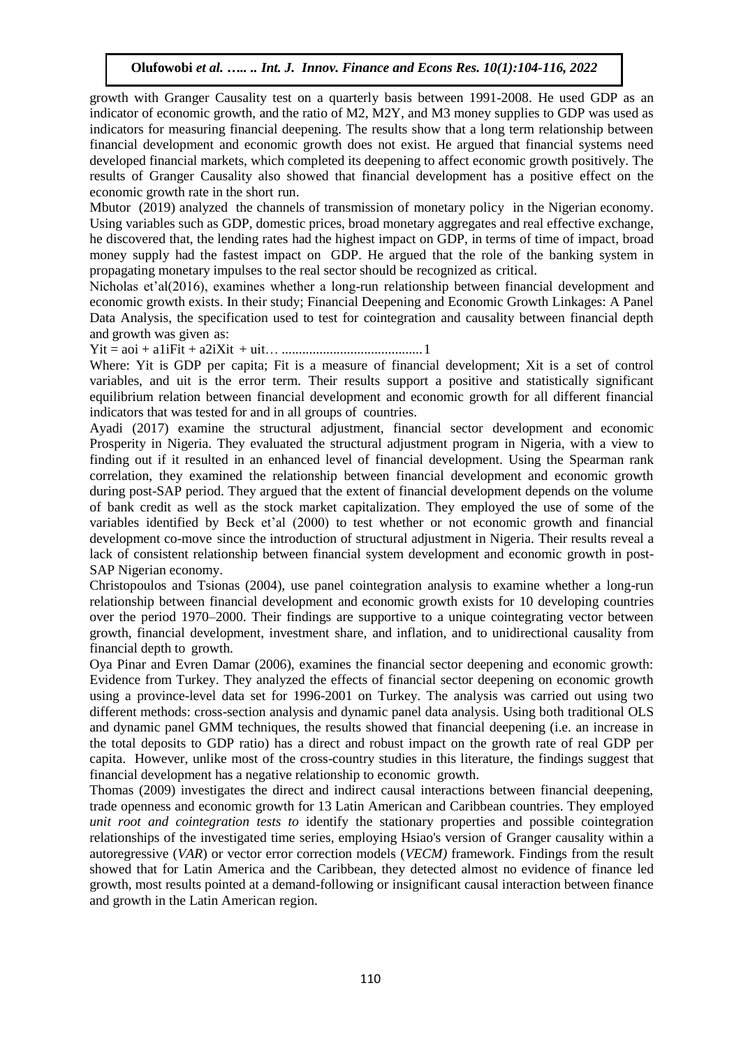growth with Granger Causality test on a quarterly basis between 1991-2008. He used GDP as an indicator of economic growth, and the ratio of M2, M2Y, and M3 money supplies to GDP was used as indicators for measuring financial deepening. The results show that a long term relationship between financial development and economic growth does not exist. He argued that financial systems need developed financial markets, which completed its deepening to affect economic growth positively. The results of Granger Causality also showed that financial development has a positive effect on the economic growth rate in the short run.

Mbutor (2019) analyzed the channels of transmission of monetary policy in the Nigerian economy. Using variables such as GDP, domestic prices, broad monetary aggregates and real effective exchange, he discovered that, the lending rates had the highest impact on GDP, in terms of time of impact, broad money supply had the fastest impact on GDP. He argued that the role of the banking system in propagating monetary impulses to the real sector should be recognized as critical.

Nicholas et'al(2016), examines whether a long-run relationship between financial development and economic growth exists. In their study; Financial Deepening and Economic Growth Linkages: A Panel Data Analysis, the specification used to test for cointegration and causality between financial depth and growth was given as:

$$Y_{it} = a_{oi} + a_{1i}F_{it} + a_{2i}X_{it} + u_{it} \quad \ldots\ldots 1$$

Where: $Y_{it}$ is GDP per capita; $F_{it}$ is a measure of financial development; $X_{it}$ is a set of control variables, and $u_{it}$ is the error term. Their results support a positive and statistically significant equilibrium relation between financial development and economic growth for all different financial indicators that was tested for and in all groups of countries.

Ayadi (2017) examine the structural adjustment, financial sector development and economic Prosperity in Nigeria. They evaluated the structural adjustment program in Nigeria, with a view to finding out if it resulted in an enhanced level of financial development. Using the Spearman rank correlation, they examined the relationship between financial development and economic growth during post-SAP period. They argued that the extent of financial development depends on the volume of bank credit as well as the stock market capitalization. They employed the use of some of the variables identified by Beck et'al (2000) to test whether or not economic growth and financial development co-move since the introduction of structural adjustment in Nigeria. Their results reveal a lack of consistent relationship between financial system development and economic growth in post-SAP Nigerian economy.

Christopoulos and Tsionas (2004), use panel cointegration analysis to examine whether a long-run relationship between financial development and economic growth exists for 10 developing countries over the period 1970–2000. Their findings are supportive to a unique cointegrating vector between growth, financial development, investment share, and inflation, and to unidirectional causality from financial depth to growth.

Oya Pinar and Evren Damar (2006), examines the financial sector deepening and economic growth: Evidence from Turkey. They analyzed the effects of financial sector deepening on economic growth using a province-level data set for 1996-2001 on Turkey. The analysis was carried out using two different methods: cross-section analysis and dynamic panel data analysis. Using both traditional OLS and dynamic panel GMM techniques, the results showed that financial deepening (i.e. an increase in the total deposits to GDP ratio) has a direct and robust impact on the growth rate of real GDP per capita. However, unlike most of the cross-country studies in this literature, the findings suggest that financial development has a negative relationship to economic growth.

Thomas (2009) investigates the direct and indirect causal interactions between financial deepening, trade openness and economic growth for 13 Latin American and Caribbean countries. They employed *unit root and cointegration tests to* identify the stationary properties and possible cointegration relationships of the investigated time series, employing Hsiao's version of Granger causality within a autoregressive (*VAR*) or vector error correction models (*VECM)* framework. Findings from the result showed that for Latin America and the Caribbean, they detected almost no evidence of finance led growth, most results pointed at a demand-following or insignificant causal interaction between finance and growth in the Latin American region.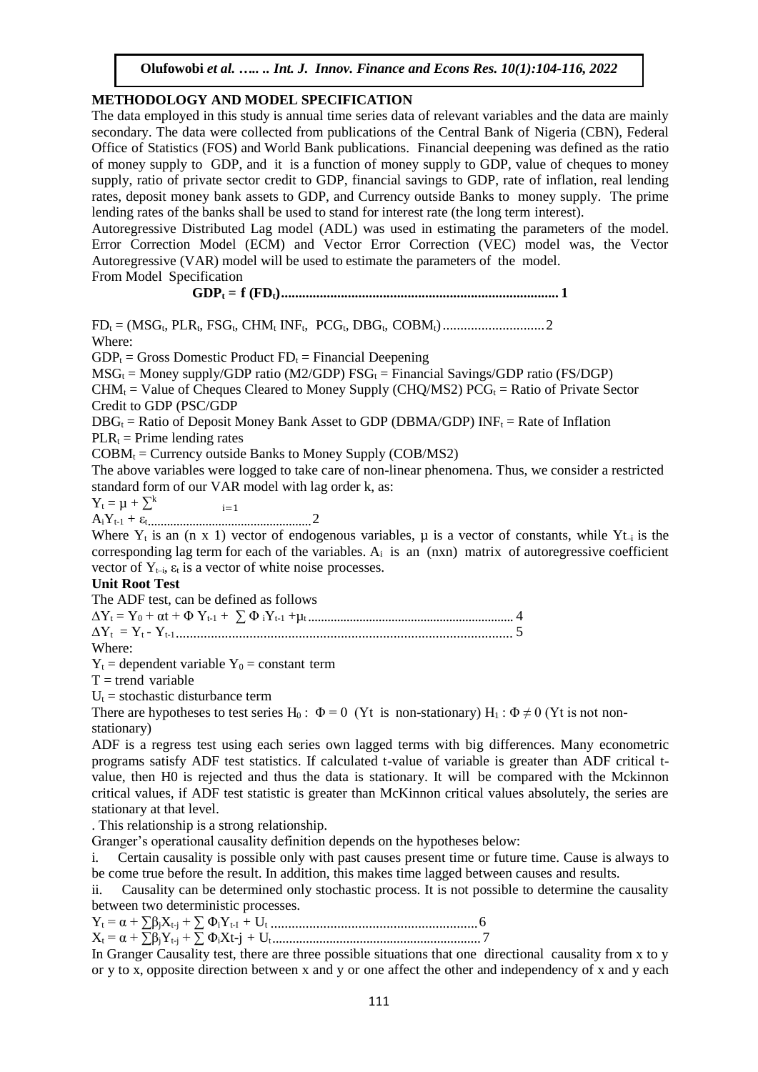## METHODOLOGY AND MODEL SPECIFICATION

The data employed in this study is annual time series data of relevant variables and the data are mainly secondary. The data were collected from publications of the Central Bank of Nigeria (CBN), Federal Office of Statistics (FOS) and World Bank publications. Financial deepening was defined as the ratio of money supply to GDP, and it is a function of money supply to GDP, value of cheques to money supply, ratio of private sector credit to GDP, financial savings to GDP, rate of inflation, real lending rates, deposit money bank assets to GDP, and Currency outside Banks to money supply. The prime lending rates of the banks shall be used to stand for interest rate (the long term interest).

Autoregressive Distributed Lag model (ADL) was used in estimating the parameters of the model. Error Correction Model (ECM) and Vector Error Correction (VEC) model was, the Vector Autoregressive (VAR) model will be used to estimate the parameters of the model.

From Model Specification

$$\mathbf{GDP_t = f\,(FD_t)} \quad \ldots\ldots\ldots\ldots\ldots\ldots\ldots\ldots\ldots\ldots\ldots\ldots\ldots\ldots\ldots\ldots\ldots\ldots \mathbf{1}$$

$$FD_t = (MSG_t, PLR_t, FSG_t, CHM_t\ INF_t, PCG_t, DBG_t, COBM_t) \ldots\ldots\ldots\ldots\ldots\ldots\ldots 2$$

Where:

$GDP_t$ = Gross Domestic Product $FD_t$ = Financial Deepening

$MSG_t$ = Money supply/GDP ratio (M2/GDP) $FSG_t$ = Financial Savings/GDP ratio (FS/DGP)

$CHM_t$ = Value of Cheques Cleared to Money Supply (CHQ/MS2) $PCG_t$ = Ratio of Private Sector Credit to GDP (PSC/GDP

$DBG_t$ = Ratio of Deposit Money Bank Asset to GDP (DBMA/GDP) $INF_t$ = Rate of Inflation

$PLR_t$ = Prime lending rates

$COBM_t$ = Currency outside Banks to Money Supply (COB/MS2)

The above variables were logged to take care of non-linear phenomena. Thus, we consider a restricted standard form of our VAR model with lag order k, as:

$$Y_t = \mu + \sum_{i=1}^{k} A_i Y_{t-1} + \varepsilon_t \ldots\ldots\ldots\ldots\ldots\ldots\ldots\ldots\ldots\ldots\ldots 2$$

Where $Y_t$ is an (n x 1) vector of endogenous variables, μ is a vector of constants, while $Y_{t-i}$ is the corresponding lag term for each of the variables. $A_i$ is an (nxn) matrix of autoregressive coefficient vector of $Y_{t-i}$, $\varepsilon_t$ is a vector of white noise processes.

### Unit Root Test

The ADF test, can be defined as follows

$$\Delta Y_t = Y_0 + \alpha t + \Phi\, Y_{t-1} + \sum \Phi_i Y_{t-1} + \mu_t \ldots\ldots\ldots\ldots\ldots\ldots\ldots\ldots\ldots\ldots\ldots\ldots 4$$

$$\Delta Y_t = Y_t - Y_{t-1} \ldots\ldots\ldots\ldots\ldots\ldots\ldots\ldots\ldots\ldots\ldots\ldots\ldots\ldots\ldots\ldots\ldots\ldots\ldots\ldots 5$$

Where:

$Y_t$ = dependent variable $Y_0$ = constant term

T = trend variable

$U_t$ = stochastic disturbance term

There are hypotheses to test series $H_0$ : $\Phi = 0$ (Yt is non-stationary) $H_1$ : $\Phi \neq 0$ (Yt is not non-stationary)

ADF is a regress test using each series own lagged terms with big differences. Many econometric programs satisfy ADF test statistics. If calculated t-value of variable is greater than ADF critical t-value, then H0 is rejected and thus the data is stationary. It will be compared with the Mckinnon critical values, if ADF test statistic is greater than McKinnon critical values absolutely, the series are stationary at that level.

. This relationship is a strong relationship.

Granger's operational causality definition depends on the hypotheses below:

i. Certain causality is possible only with past causes present time or future time. Cause is always to be come true before the result. In addition, this makes time lagged between causes and results.

ii. Causality can be determined only stochastic process. It is not possible to determine the causality between two deterministic processes.

$$Y_t = \alpha + \sum \beta_j X_{t-j} + \sum \Phi_i Y_{t-I} + U_t \ldots\ldots\ldots\ldots\ldots\ldots\ldots\ldots\ldots\ldots\ldots\ldots\ldots 6$$

$$X_t = \alpha + \sum \beta_j Y_{t-j} + \sum \Phi_i Xt\text{-}j + U_t \ldots\ldots\ldots\ldots\ldots\ldots\ldots\ldots\ldots\ldots\ldots\ldots\ldots 7$$

In Granger Causality test, there are three possible situations that one directional causality from x to y or y to x, opposite direction between x and y or one affect the other and independency of x and y each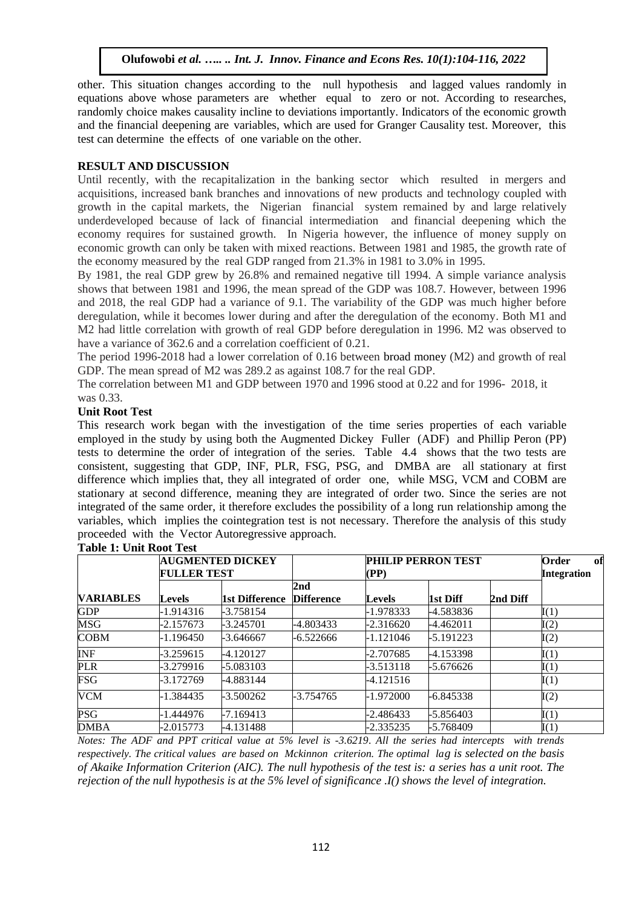other. This situation changes according to the null hypothesis and lagged values randomly in equations above whose parameters are whether equal to zero or not. According to researches, randomly choice makes causality incline to deviations importantly. Indicators of the economic growth and the financial deepening are variables, which are used for Granger Causality test. Moreover, this test can determine the effects of one variable on the other.

## RESULT AND DISCUSSION

Until recently, with the recapitalization in the banking sector which resulted in mergers and acquisitions, increased bank branches and innovations of new products and technology coupled with growth in the capital markets, the Nigerian financial system remained by and large relatively underdeveloped because of lack of financial intermediation and financial deepening which the economy requires for sustained growth. In Nigeria however, the influence of money supply on economic growth can only be taken with mixed reactions. Between 1981 and 1985, the growth rate of the economy measured by the real GDP ranged from 21.3% in 1981 to 3.0% in 1995.

By 1981, the real GDP grew by 26.8% and remained negative till 1994. A simple variance analysis shows that between 1981 and 1996, the mean spread of the GDP was 108.7. However, between 1996 and 2018, the real GDP had a variance of 9.1. The variability of the GDP was much higher before deregulation, while it becomes lower during and after the deregulation of the economy. Both M1 and M2 had little correlation with growth of real GDP before deregulation in 1996. M2 was observed to have a variance of 362.6 and a correlation coefficient of 0.21.

The period 1996-2018 had a lower correlation of 0.16 between broad money (M2) and growth of real GDP. The mean spread of M2 was 289.2 as against 108.7 for the real GDP.

The correlation between M1 and GDP between 1970 and 1996 stood at 0.22 and for 1996- 2018, it was 0.33.

### Unit Root Test

This research work began with the investigation of the time series properties of each variable employed in the study by using both the Augmented Dickey Fuller (ADF) and Phillip Peron (PP) tests to determine the order of integration of the series. Table 4.4 shows that the two tests are consistent, suggesting that GDP, INF, PLR, FSG, PSG, and DMBA are all stationary at first difference which implies that, they all integrated of order one, while MSG, VCM and COBM are stationary at second difference, meaning they are integrated of order two. Since the series are not integrated of the same order, it therefore excludes the possibility of a long run relationship among the variables, which implies the cointegration test is not necessary. Therefore the analysis of this study proceeded with the Vector Autoregressive approach.

**Table 1: Unit Root Test**

| VARIABLES | AUGMENTED DICKEY FULLER TEST | | | PHILIP PERRON TEST (PP) | | | Order of Integration |
|---|---|---|---|---|---|---|---|
| | Levels | 1st Difference | 2nd Difference | Levels | 1st Diff | 2nd Diff | |
| GDP | -1.914316 | -3.758154 | | -1.978333 | -4.583836 | | I(1) |
| MSG | -2.157673 | -3.245701 | -4.803433 | -2.316620 | -4.462011 | | I(2) |
| COBM | -1.196450 | -3.646667 | -6.522666 | -1.121046 | -5.191223 | | I(2) |
| INF | -3.259615 | -4.120127 | | -2.707685 | -4.153398 | | I(1) |
| PLR | -3.279916 | -5.083103 | | -3.513118 | -5.676626 | | I(1) |
| FSG | -3.172769 | -4.883144 | | -4.121516 | | | I(1) |
| VCM | -1.384435 | -3.500262 | -3.754765 | -1.972000 | -6.845338 | | I(2) |
| PSG | -1.444976 | -7.169413 | | -2.486433 | -5.856403 | | I(1) |
| DMBA | -2.015773 | -4.131488 | | -2.335235 | -5.768409 | | I(1) |

*Notes: The ADF and PPT critical value at 5% level is -3.6219. All the series had intercepts with trends respectively. The critical values are based on Mckinnon criterion. The optimal lag is selected on the basis of Akaike Information Criterion (AIC). The null hypothesis of the test is: a series has a unit root. The rejection of the null hypothesis is at the 5% level of significance .I() shows the level of integration.*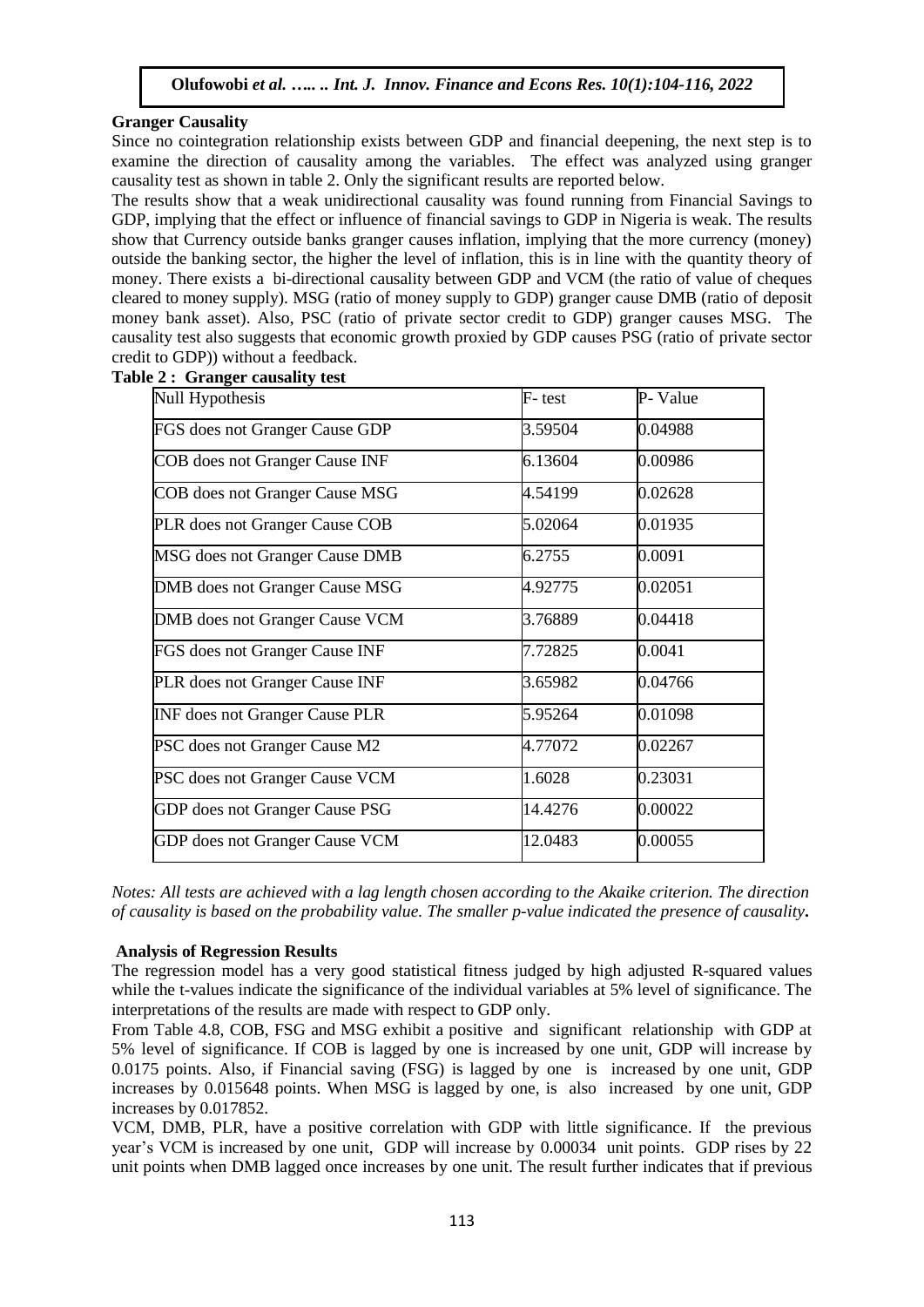### Granger Causality

Since no cointegration relationship exists between GDP and financial deepening, the next step is to examine the direction of causality among the variables. The effect was analyzed using granger causality test as shown in table 2. Only the significant results are reported below.

The results show that a weak unidirectional causality was found running from Financial Savings to GDP, implying that the effect or influence of financial savings to GDP in Nigeria is weak. The results show that Currency outside banks granger causes inflation, implying that the more currency (money) outside the banking sector, the higher the level of inflation, this is in line with the quantity theory of money. There exists a bi-directional causality between GDP and VCM (the ratio of value of cheques cleared to money supply). MSG (ratio of money supply to GDP) granger cause DMB (ratio of deposit money bank asset). Also, PSC (ratio of private sector credit to GDP) granger causes MSG. The causality test also suggests that economic growth proxied by GDP causes PSG (ratio of private sector credit to GDP)) without a feedback.

**Table 2 : Granger causality test**

| Null Hypothesis | F- test | P- Value |
| --- | --- | --- |
| FGS does not Granger Cause GDP | 3.59504 | 0.04988 |
| COB does not Granger Cause INF | 6.13604 | 0.00986 |
| COB does not Granger Cause MSG | 4.54199 | 0.02628 |
| PLR does not Granger Cause COB | 5.02064 | 0.01935 |
| MSG does not Granger Cause DMB | 6.2755 | 0.0091 |
| DMB does not Granger Cause MSG | 4.92775 | 0.02051 |
| DMB does not Granger Cause VCM | 3.76889 | 0.04418 |
| FGS does not Granger Cause INF | 7.72825 | 0.0041 |
| PLR does not Granger Cause INF | 3.65982 | 0.04766 |
| INF does not Granger Cause PLR | 5.95264 | 0.01098 |
| PSC does not Granger Cause M2 | 4.77072 | 0.02267 |
| PSC does not Granger Cause VCM | 1.6028 | 0.23031 |
| GDP does not Granger Cause PSG | 14.4276 | 0.00022 |
| GDP does not Granger Cause VCM | 12.0483 | 0.00055 |

*Notes: All tests are achieved with a lag length chosen according to the Akaike criterion. The direction of causality is based on the probability value. The smaller p-value indicated the presence of causality.*

### Analysis of Regression Results

The regression model has a very good statistical fitness judged by high adjusted R-squared values while the t-values indicate the significance of the individual variables at 5% level of significance. The interpretations of the results are made with respect to GDP only.

From Table 4.8, COB, FSG and MSG exhibit a positive and significant relationship with GDP at 5% level of significance. If COB is lagged by one is increased by one unit, GDP will increase by 0.0175 points. Also, if Financial saving (FSG) is lagged by one is increased by one unit, GDP increases by 0.015648 points. When MSG is lagged by one, is also increased by one unit, GDP increases by 0.017852.

VCM, DMB, PLR, have a positive correlation with GDP with little significance. If the previous year's VCM is increased by one unit, GDP will increase by 0.00034 unit points. GDP rises by 22 unit points when DMB lagged once increases by one unit. The result further indicates that if previous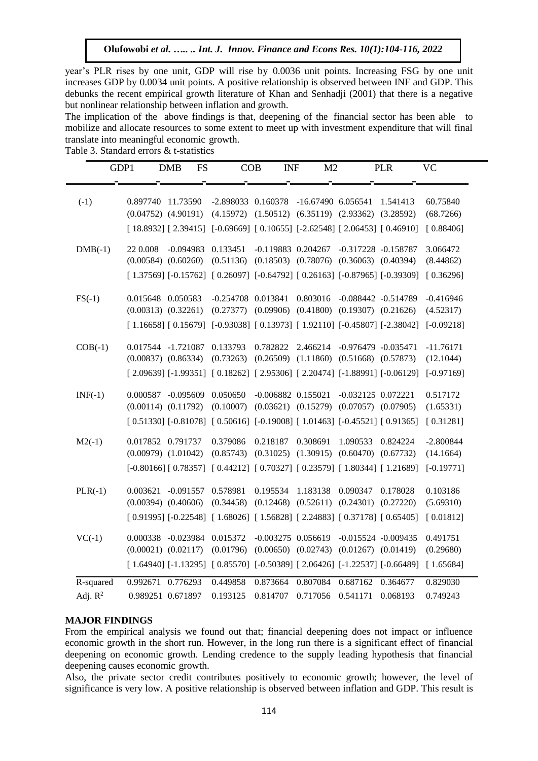year's PLR rises by one unit, GDP will rise by 0.0036 unit points. Increasing FSG by one unit increases GDP by 0.0034 unit points. A positive relationship is observed between INF and GDP. This debunks the recent empirical growth literature of Khan and Senhadji (2001) that there is a negative but nonlinear relationship between inflation and growth.

The implication of the above findings is that, deepening of the financial sector has been able to mobilize and allocate resources to some extent to meet up with investment expenditure that will final translate into meaningful economic growth.

Table 3. Standard errors & t-statistics

| | GDP1 | DMB | FS | COB | INF | M2 | PLR | VC |
|---|---|---|---|---|---|---|---|---|
| (-1) | 0.897740<br>(0.04752)<br>[ 18.8932] | 11.73590<br>(4.90191)<br>[ 2.39415] | -2.898033<br>(4.15972)<br>[-0.69669] | 0.160378<br>(1.50512)<br>[ 0.10655] | -16.67490<br>(6.35119)<br>[-2.62548] | 6.056541<br>(2.93362)<br>[ 2.06453] | 1.541413<br>(3.28592)<br>[ 0.46910] | 60.75840<br>(68.7266)<br>[ 0.88406] |
| DMB(-1) | 22 0.008<br>(0.00584)<br>[ 1.37569] | -0.094983<br>(0.60260)<br>[-0.15762] | 0.133451<br>(0.51136)<br>[ 0.26097] | -0.119883<br>(0.18503)<br>[-0.64792] | 0.204267<br>(0.78076)<br>[ 0.26163] | -0.317228<br>(0.36063)<br>[-0.87965] | -0.158787<br>(0.40394)<br>[-0.39309] | 3.066472<br>(8.44862)<br>[ 0.36296] |
| FS(-1) | 0.015648<br>(0.00313)<br>[ 1.16658] | 0.050583<br>(0.32261)<br>[ 0.15679] | -0.254708<br>(0.27377)<br>[-0.93038] | 0.013841<br>(0.09906)<br>[ 0.13973] | 0.803016<br>(0.41800)<br>[ 1.92110] | -0.088442<br>(0.19307)<br>[-0.45807] | -0.514789<br>(0.21626)<br>[-2.38042] | -0.416946<br>(4.52317)<br>[-0.09218] |
| COB(-1) | 0.017544<br>(0.00837)<br>[ 2.09639] | -1.721087<br>(0.86334)<br>[-1.99351] | 0.133793<br>(0.73263)<br>[ 0.18262] | 0.782822<br>(0.26509)<br>[ 2.95306] | 2.466214<br>(1.11860)<br>[ 2.20474] | -0.976479<br>(0.51668)<br>[-1.88991] | -0.035471<br>(0.57873)<br>[-0.06129] | -11.76171<br>(12.1044)<br>[-0.97169] |
| INF(-1) | 0.000587<br>(0.00114)<br>[ 0.51330] | -0.095609<br>(0.11792)<br>[-0.81078] | 0.050650<br>(0.10007)<br>[ 0.50616] | -0.006882<br>(0.03621)<br>[-0.19008] | 0.155021<br>(0.15279)<br>[ 1.01463] | -0.032125<br>(0.07057)<br>[-0.45521] | 0.072221<br>(0.07905)<br>[ 0.91365] | 0.517172<br>(1.65331)<br>[ 0.31281] |
| M2(-1) | 0.017852<br>(0.00979)<br>[-0.80166] | 0.791737<br>(1.01042)<br>[ 0.78357] | 0.379086<br>(0.85743)<br>[ 0.44212] | 0.218187<br>(0.31025)<br>[ 0.70327] | 0.308691<br>(1.30915)<br>[ 0.23579] | 1.090533<br>(0.60470)<br>[ 1.80344] | 0.824224<br>(0.67732)<br>[ 1.21689] | -2.800844<br>(14.1664)<br>[-0.19771] |
| PLR(-1) | 0.003621<br>(0.00394)<br>[ 0.91995] | -0.091557<br>(0.40606)<br>[-0.22548] | 0.578981<br>(0.34458)<br>[ 1.68026] | 0.195534<br>(0.12468)<br>[ 1.56828] | 1.183138<br>(0.52611)<br>[ 2.24883] | 0.090347<br>(0.24301)<br>[ 0.37178] | 0.178028<br>(0.27220)<br>[ 0.65405] | 0.103186<br>(5.69310)<br>[ 0.01812] |
| VC(-1) | 0.000338<br>(0.00021)<br>[ 1.64940] | -0.023984<br>(0.02117)<br>[-1.13295] | 0.015372<br>(0.01796)<br>[ 0.85570] | -0.003275<br>(0.00650)<br>[-0.50389] | 0.056619<br>(0.02743)<br>[ 2.06426] | -0.015524<br>(0.01267)<br>[-1.22537] | -0.009435<br>(0.01419)<br>[-0.66489] | 0.491751<br>(0.29680)<br>[ 1.65684] |
| R-squared | 0.992671 | 0.776293 | 0.449858 | 0.873664 | 0.807084 | 0.687162 | 0.364677 | 0.829030 |
| Adj. $R^2$ | 0.989251 | 0.671897 | 0.193125 | 0.814707 | 0.717056 | 0.541171 | 0.068193 | 0.749243 |

## MAJOR FINDINGS

From the empirical analysis we found out that; financial deepening does not impact or influence economic growth in the short run. However, in the long run there is a significant effect of financial deepening on economic growth. Lending credence to the supply leading hypothesis that financial deepening causes economic growth.

Also, the private sector credit contributes positively to economic growth; however, the level of significance is very low. A positive relationship is observed between inflation and GDP. This result is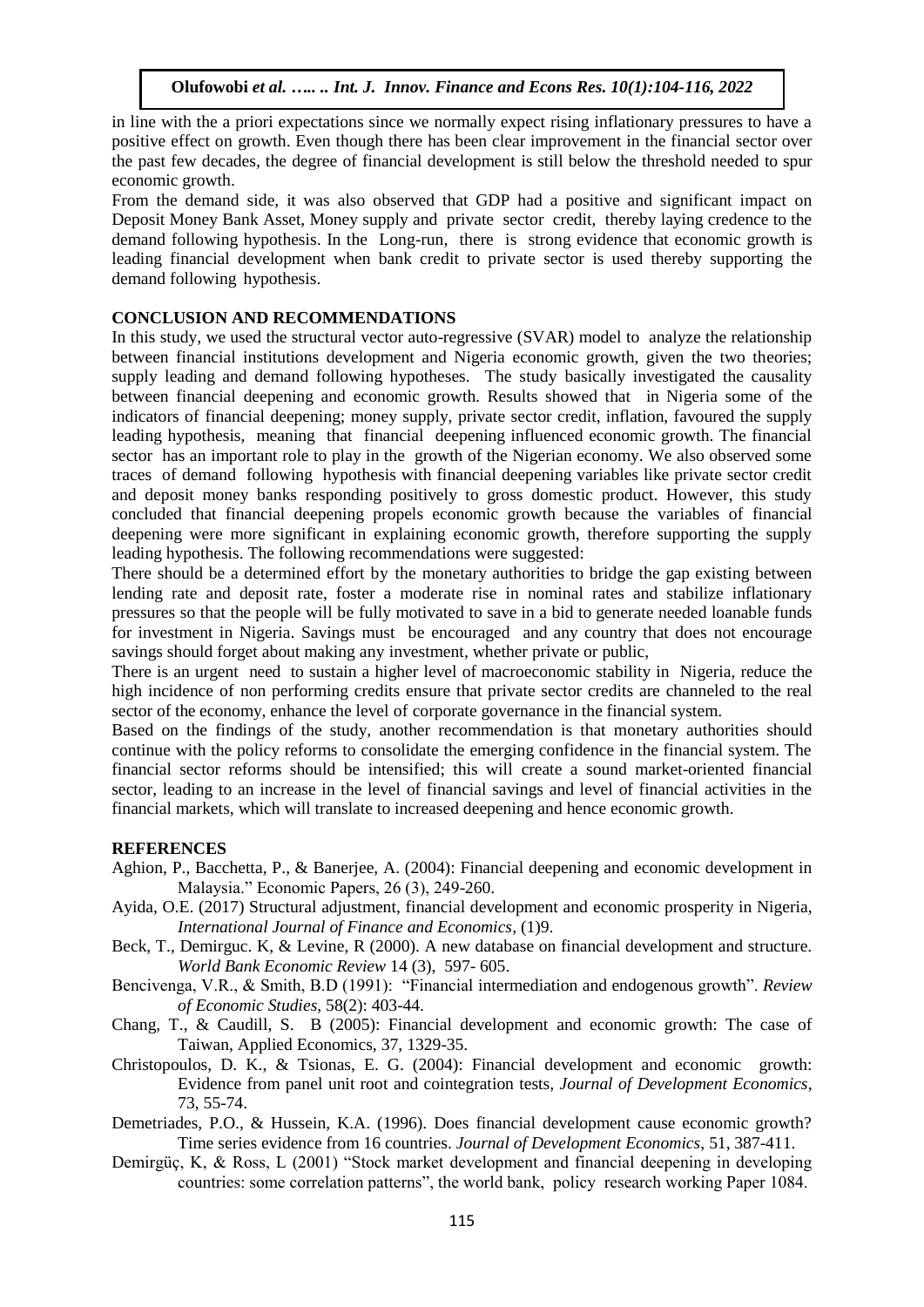in line with the a priori expectations since we normally expect rising inflationary pressures to have a positive effect on growth. Even though there has been clear improvement in the financial sector over the past few decades, the degree of financial development is still below the threshold needed to spur economic growth.

From the demand side, it was also observed that GDP had a positive and significant impact on Deposit Money Bank Asset, Money supply and private sector credit, thereby laying credence to the demand following hypothesis. In the Long-run, there is strong evidence that economic growth is leading financial development when bank credit to private sector is used thereby supporting the demand following hypothesis.

## CONCLUSION AND RECOMMENDATIONS

In this study, we used the structural vector auto-regressive (SVAR) model to analyze the relationship between financial institutions development and Nigeria economic growth, given the two theories; supply leading and demand following hypotheses. The study basically investigated the causality between financial deepening and economic growth. Results showed that in Nigeria some of the indicators of financial deepening; money supply, private sector credit, inflation, favoured the supply leading hypothesis, meaning that financial deepening influenced economic growth. The financial sector has an important role to play in the growth of the Nigerian economy. We also observed some traces of demand following hypothesis with financial deepening variables like private sector credit and deposit money banks responding positively to gross domestic product. However, this study concluded that financial deepening propels economic growth because the variables of financial deepening were more significant in explaining economic growth, therefore supporting the supply leading hypothesis. The following recommendations were suggested:

There should be a determined effort by the monetary authorities to bridge the gap existing between lending rate and deposit rate, foster a moderate rise in nominal rates and stabilize inflationary pressures so that the people will be fully motivated to save in a bid to generate needed loanable funds for investment in Nigeria. Savings must be encouraged and any country that does not encourage savings should forget about making any investment, whether private or public,

There is an urgent need to sustain a higher level of macroeconomic stability in Nigeria, reduce the high incidence of non performing credits ensure that private sector credits are channeled to the real sector of the economy, enhance the level of corporate governance in the financial system.

Based on the findings of the study, another recommendation is that monetary authorities should continue with the policy reforms to consolidate the emerging confidence in the financial system. The financial sector reforms should be intensified; this will create a sound market-oriented financial sector, leading to an increase in the level of financial savings and level of financial activities in the financial markets, which will translate to increased deepening and hence economic growth.

## REFERENCES

Aghion, P., Bacchetta, P., & Banerjee, A. (2004): Financial deepening and economic development in Malaysia." Economic Papers, 26 (3), 249-260.

Ayida, O.E. (2017) Structural adjustment, financial development and economic prosperity in Nigeria, *International Journal of Finance and Economics*, (1)9.

Beck, T., Demirguc. K, & Levine, R (2000). A new database on financial development and structure. *World Bank Economic Review* 14 (3), 597- 605.

Bencivenga, V.R., & Smith, B.D (1991): "Financial intermediation and endogenous growth". *Review of Economic Studies*, 58(2): 403-44.

Chang, T., & Caudill, S. B (2005): Financial development and economic growth: The case of Taiwan, Applied Economics, 37, 1329-35.

Christopoulos, D. K., & Tsionas, E. G. (2004): Financial development and economic growth: Evidence from panel unit root and cointegration tests, *Journal of Development Economics*, 73, 55-74.

Demetriades, P.O., & Hussein, K.A. (1996). Does financial development cause economic growth? Time series evidence from 16 countries. *Journal of Development Economics*, 51, 387-411.

Demirgüç, K, & Ross, L (2001) "Stock market development and financial deepening in developing countries: some correlation patterns", the world bank, policy research working Paper 1084.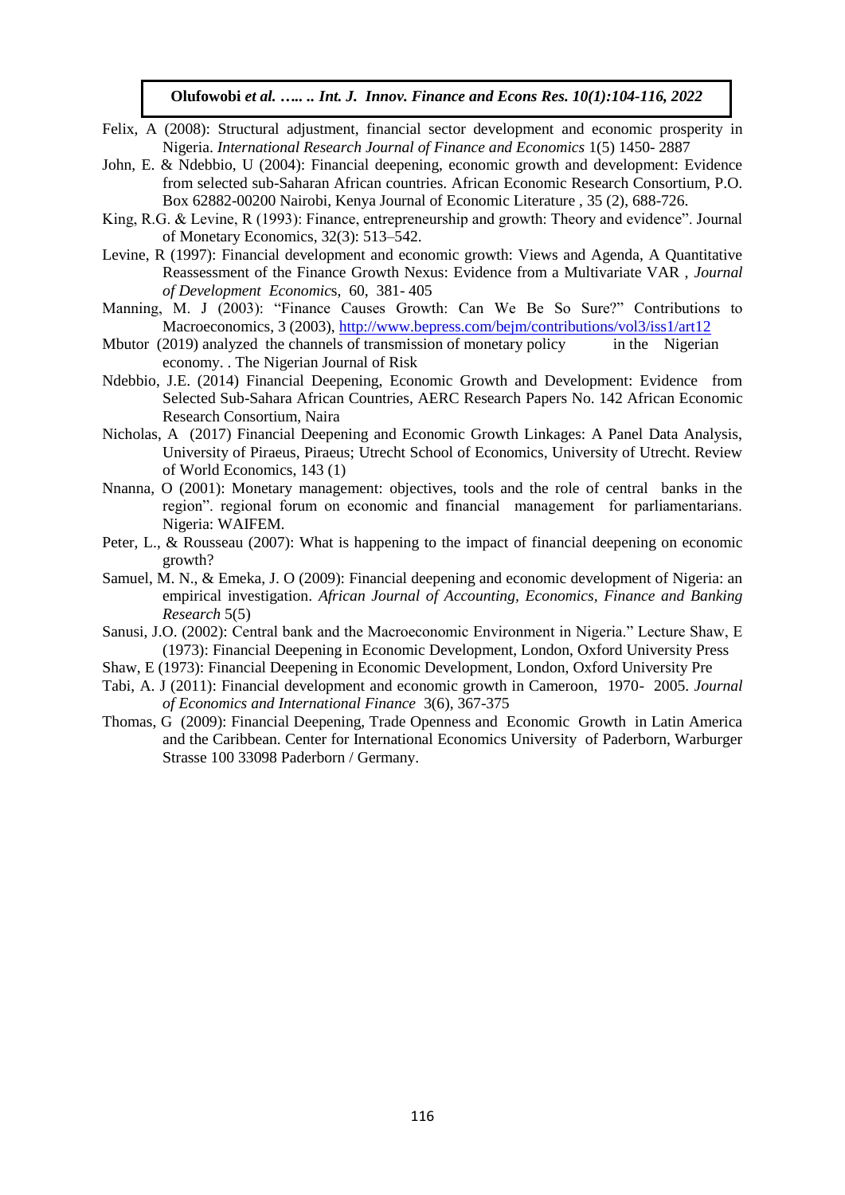Felix, A (2008): Structural adjustment, financial sector development and economic prosperity in Nigeria. *International Research Journal of Finance and Economics* 1(5) 1450- 2887

John, E. & Ndebbio, U (2004): Financial deepening, economic growth and development: Evidence from selected sub-Saharan African countries. African Economic Research Consortium, P.O. Box 62882-00200 Nairobi, Kenya Journal of Economic Literature , 35 (2), 688-726.

King, R.G. & Levine, R (1993): Finance, entrepreneurship and growth: Theory and evidence". Journal of Monetary Economics, 32(3): 513–542.

Levine, R (1997): Financial development and economic growth: Views and Agenda, A Quantitative Reassessment of the Finance Growth Nexus: Evidence from a Multivariate VAR , *Journal of Development Economics*, 60, 381- 405

Manning, M. J (2003): "Finance Causes Growth: Can We Be So Sure?" Contributions to Macroeconomics, 3 (2003), http://www.bepress.com/bejm/contributions/vol3/iss1/art12

Mbutor (2019) analyzed the channels of transmission of monetary policy in the Nigerian economy. . The Nigerian Journal of Risk

Ndebbio, J.E. (2014) Financial Deepening, Economic Growth and Development: Evidence from Selected Sub-Sahara African Countries, AERC Research Papers No. 142 African Economic Research Consortium, Naira

Nicholas, A (2017) Financial Deepening and Economic Growth Linkages: A Panel Data Analysis, University of Piraeus, Piraeus; Utrecht School of Economics, University of Utrecht. Review of World Economics, 143 (1)

Nnanna, O (2001): Monetary management: objectives, tools and the role of central banks in the region". regional forum on economic and financial management for parliamentarians. Nigeria: WAIFEM.

Peter, L., & Rousseau (2007): What is happening to the impact of financial deepening on economic growth?

Samuel, M. N., & Emeka, J. O (2009): Financial deepening and economic development of Nigeria: an empirical investigation. *African Journal of Accounting, Economics, Finance and Banking Research* 5(5)

Sanusi, J.O. (2002): Central bank and the Macroeconomic Environment in Nigeria." Lecture Shaw, E (1973): Financial Deepening in Economic Development, London, Oxford University Press

Shaw, E (1973): Financial Deepening in Economic Development, London, Oxford University Pre

Tabi, A. J (2011): Financial development and economic growth in Cameroon, 1970- 2005. *Journal of Economics and International Finance* 3(6), 367-375

Thomas, G (2009): Financial Deepening, Trade Openness and Economic Growth in Latin America and the Caribbean. Center for International Economics University of Paderborn, Warburger Strasse 100 33098 Paderborn / Germany.